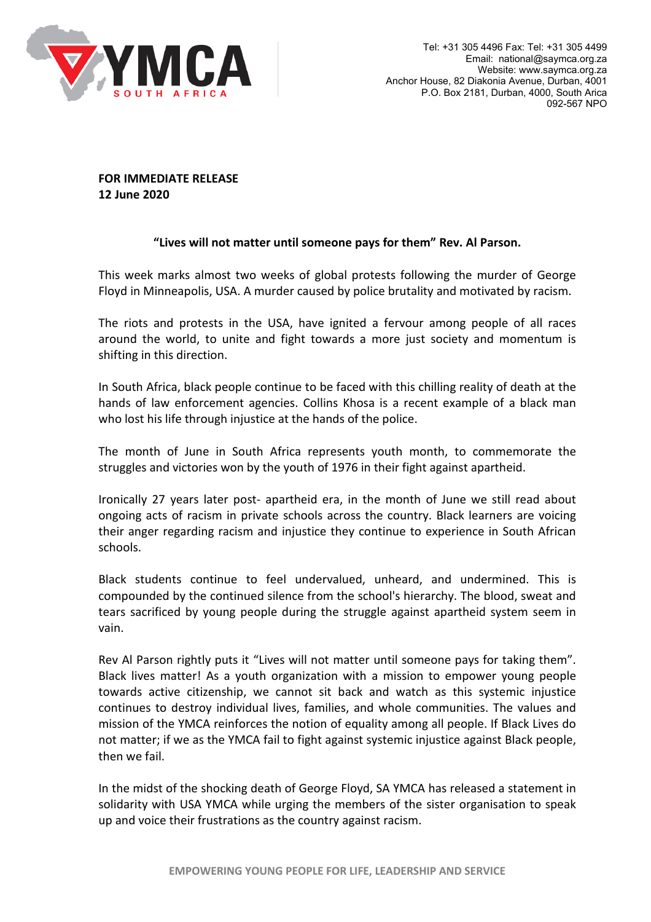YMCA SOUTH AFRICA

Tel: +31 305 4496 Fax: Tel: +31 305 4499
Email: national@saymca.org.za
Website: www.saymca.org.za
Anchor House, 82 Diakonia Avenue, Durban, 4001
P.O. Box 2181, Durban, 4000, South Arica
092-567 NPO

**FOR IMMEDIATE RELEASE**
**12 June 2020**

**"Lives will not matter until someone pays for them" Rev. Al Parson.**

This week marks almost two weeks of global protests following the murder of George Floyd in Minneapolis, USA. A murder caused by police brutality and motivated by racism.

The riots and protests in the USA, have ignited a fervour among people of all races around the world, to unite and fight towards a more just society and momentum is shifting in this direction.

In South Africa, black people continue to be faced with this chilling reality of death at the hands of law enforcement agencies. Collins Khosa is a recent example of a black man who lost his life through injustice at the hands of the police.

The month of June in South Africa represents youth month, to commemorate the struggles and victories won by the youth of 1976 in their fight against apartheid.

Ironically 27 years later post- apartheid era, in the month of June we still read about ongoing acts of racism in private schools across the country. Black learners are voicing their anger regarding racism and injustice they continue to experience in South African schools.

Black students continue to feel undervalued, unheard, and undermined. This is compounded by the continued silence from the school's hierarchy. The blood, sweat and tears sacrificed by young people during the struggle against apartheid system seem in vain.

Rev Al Parson rightly puts it "Lives will not matter until someone pays for taking them". Black lives matter! As a youth organization with a mission to empower young people towards active citizenship, we cannot sit back and watch as this systemic injustice continues to destroy individual lives, families, and whole communities. The values and mission of the YMCA reinforces the notion of equality among all people. If Black Lives do not matter; if we as the YMCA fail to fight against systemic injustice against Black people, then we fail.

In the midst of the shocking death of George Floyd, SA YMCA has released a statement in solidarity with USA YMCA while urging the members of the sister organisation to speak up and voice their frustrations as the country against racism.

EMPOWERING YOUNG PEOPLE FOR LIFE, LEADERSHIP AND SERVICE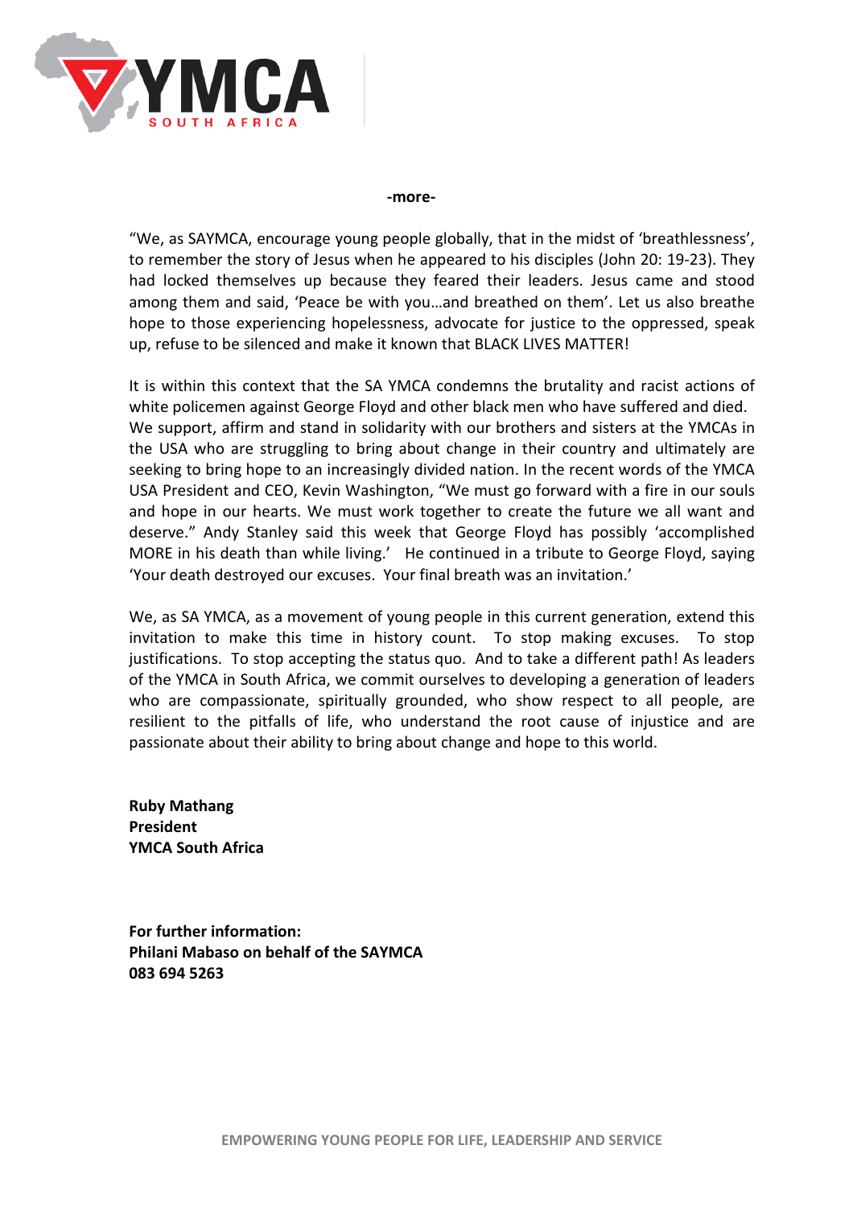**-more-**

"We, as SAYMCA, encourage young people globally, that in the midst of 'breathlessness', to remember the story of Jesus when he appeared to his disciples (John 20: 19-23). They had locked themselves up because they feared their leaders. Jesus came and stood among them and said, 'Peace be with you…and breathed on them'. Let us also breathe hope to those experiencing hopelessness, advocate for justice to the oppressed, speak up, refuse to be silenced and make it known that BLACK LIVES MATTER!

It is within this context that the SA YMCA condemns the brutality and racist actions of white policemen against George Floyd and other black men who have suffered and died. We support, affirm and stand in solidarity with our brothers and sisters at the YMCAs in the USA who are struggling to bring about change in their country and ultimately are seeking to bring hope to an increasingly divided nation. In the recent words of the YMCA USA President and CEO, Kevin Washington, "We must go forward with a fire in our souls and hope in our hearts. We must work together to create the future we all want and deserve." Andy Stanley said this week that George Floyd has possibly 'accomplished MORE in his death than while living.' He continued in a tribute to George Floyd, saying 'Your death destroyed our excuses. Your final breath was an invitation.'

We, as SA YMCA, as a movement of young people in this current generation, extend this invitation to make this time in history count. To stop making excuses. To stop justifications. To stop accepting the status quo. And to take a different path! As leaders of the YMCA in South Africa, we commit ourselves to developing a generation of leaders who are compassionate, spiritually grounded, who show respect to all people, are resilient to the pitfalls of life, who understand the root cause of injustice and are passionate about their ability to bring about change and hope to this world.

**Ruby Mathang**
**President**
**YMCA South Africa**

**For further information:**
**Philani Mabaso on behalf of the SAYMCA**
**083 694 5263**